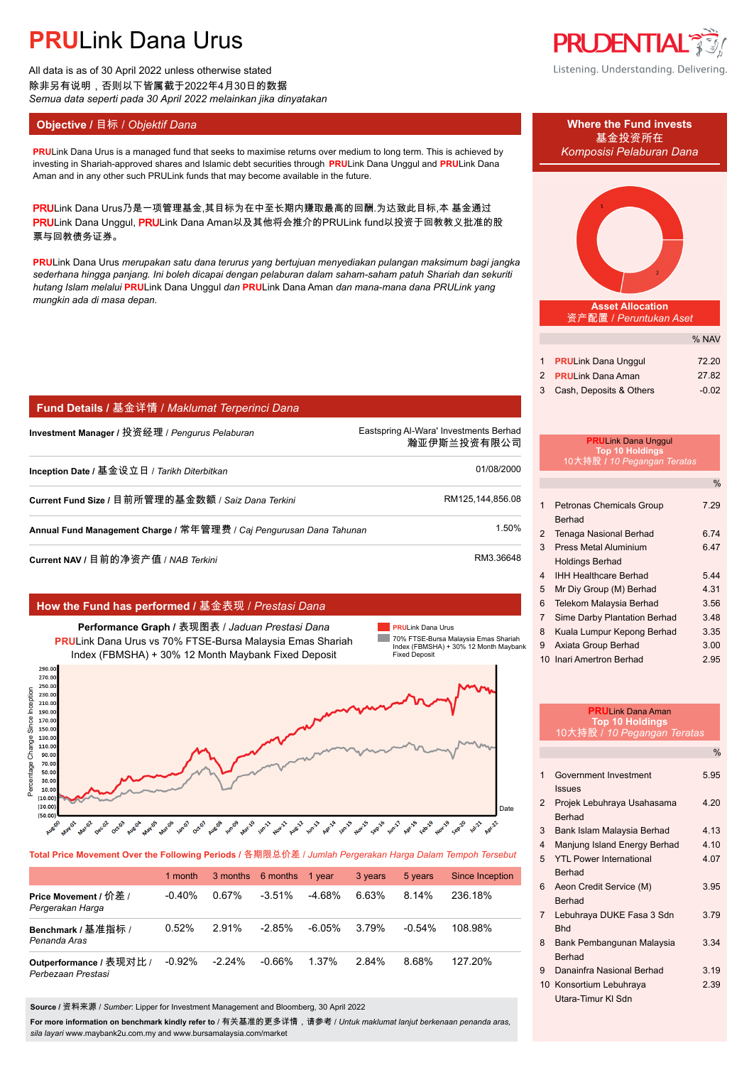# PRULink Dana Urus

All data is as of 30 April 2022 unless otherwise stated
除非另有说明，否则以下皆属截于2022年4月30日的数据
*Semua data seperti pada 30 April 2022 melainkan jika dinyatakan*

## Objective / 目标 / *Objektif Dana*

**PRU**Link Dana Urus is a managed fund that seeks to maximise returns over medium to long term. This is achieved by investing in Shariah-approved shares and Islamic debt securities through **PRU**Link Dana Unggul and **PRU**Link Dana Aman and in any other such PRULink funds that may become available in the future.

**PRU**Link Dana Urus乃是一项管理基金,其目标为在中至长期内赚取最高的回酬.为达致此目标,本 基金通过 **PRU**Link Dana Unggul, **PRU**Link Dana Aman以及其他将会推介的PRULink fund以投资于回教教义批准的股票与回教债务证券。

**PRU**Link Dana Urus *merupakan satu dana terurus yang bertujuan menyediakan pulangan maksimum bagi jangka sederhana hingga panjang. Ini boleh dicapai dengan pelaburan dalam saham-saham patuh Shariah dan sekuriti hutang Islam melalui* **PRU**Link Dana Unggul *dan* **PRU**Link Dana Aman *dan mana-mana dana PRULink yang mungkin ada di masa depan.*

## Fund Details / 基金详情 / *Maklumat Terperinci Dana*

| | |
|---|---|
| **Investment Manager** / 投资经理 / *Pengurus Pelaburan* | Eastspring Al-Wara' Investments Berhad 瀚亚伊斯兰投资有限公司 |
| **Inception Date** / 基金设立日 / *Tarikh Diterbitkan* | 01/08/2000 |
| **Current Fund Size** / 目前所管理的基金数额 / *Saiz Dana Terkini* | RM125,144,856.08 |
| **Annual Fund Management Charge** / 常年管理费 / *Caj Pengurusan Dana Tahunan* | 1.50% |
| **Current NAV** / 目前的净资产值 / *NAB Terkini* | RM3.36648 |

## How the Fund has performed / 基金表现 / *Prestasi Dana*

**Performance Graph** / 表现图表 / *Jaduan Prestasi Dana*
**PRU**Link Dana Urus vs 70% FTSE-Bursa Malaysia Emas Shariah Index (FBMSHA) + 30% 12 Month Maybank Fixed Deposit

PRULink Dana Urus
70% FTSE-Bursa Malaysia Emas Shariah Index (FBMSHA) + 30% 12 Month Maybank Fixed Deposit

Percentage Change Since Inception
290.00 270.00 250.00 230.00 210.00 190.00 170.00 150.00 130.00 110.00 90.00 70.00 50.00 30.00 10.00 (10.00) (30.00) (50.00)
Date
Aug-00 May-01 Mar-02 Dec-02 Oct-03 Aug-04 May-05 Mar-06 Jan-07 Oct-07 Aug-08 Jun-09 Mar-10 Jan-11 Nov-11 Aug-12 Jun-13 Apr-14 Jan-15 Nov-15 Sep-16 Jun-17 Apr-18 Feb-19 Nov-19 Sep-20 Jul-21 Apr-22

**Total Price Movement Over the Following Periods** / 各期限总价差 / *Jumlah Pergerakan Harga Dalam Tempoh Tersebut*

| | 1 month | 3 months | 6 months | 1 year | 3 years | 5 years | Since Inception |
|---|---|---|---|---|---|---|---|
| **Price Movement** / 价差 / *Pergerakan Harga* | -0.40% | 0.67% | -3.51% | -4.68% | 6.63% | 8.14% | 236.18% |
| **Benchmark** / 基准指标 / *Penanda Aras* | 0.52% | 2.91% | -2.85% | -6.05% | 3.79% | -0.54% | 108.98% |
| **Outperformance** / 表现对比 / *Perbezaan Prestasi* | -0.92% | -2.24% | -0.66% | 1.37% | 2.84% | 8.68% | 127.20% |

**Source** / 资料来源 / *Sumber*: Lipper for Investment Management and Bloomberg, 30 April 2022

**For more information on benchmark kindly refer to** / 有关基准的更多详情，请参考 / *Untuk maklumat lanjut berkenaan penanda aras, sila layari* www.maybank2u.com.my and www.bursamalaysia.com/market

## Where the Fund invests / 基金投资所在 / *Komposisi Pelaburan Dana*

1
2

**Asset Allocation** / 资产配置 / *Peruntukan Aset*

| | | % NAV |
|---|---|---|
| 1 | **PRU**Link Dana Unggul | 72.20 |
| 2 | **PRU**Link Dana Aman | 27.82 |
| 3 | Cash, Deposits & Others | -0.02 |

**PRU**Link Dana Unggul
**Top 10 Holdings**
10大持股 / *10 Pegangan Teratas*

| | | % |
|---|---|---|
| 1 | Petronas Chemicals Group Berhad | 7.29 |
| 2 | Tenaga Nasional Berhad | 6.74 |
| 3 | Press Metal Aluminium Holdings Berhad | 6.47 |
| 4 | IHH Healthcare Berhad | 5.44 |
| 5 | Mr Diy Group (M) Berhad | 4.31 |
| 6 | Telekom Malaysia Berhad | 3.56 |
| 7 | Sime Darby Plantation Berhad | 3.48 |
| 8 | Kuala Lumpur Kepong Berhad | 3.35 |
| 9 | Axiata Group Berhad | 3.00 |
| 10 | Inari Amertron Berhad | 2.95 |

**PRU**Link Dana Aman
**Top 10 Holdings**
10大持股 / *10 Pegangan Teratas*

| | | % |
|---|---|---|
| 1 | Government Investment Issues | 5.95 |
| 2 | Projek Lebuhraya Usahasama Berhad | 4.20 |
| 3 | Bank Islam Malaysia Berhad | 4.13 |
| 4 | Manjung Island Energy Berhad | 4.10 |
| 5 | YTL Power International Berhad | 4.07 |
| 6 | Aeon Credit Service (M) Berhad | 3.95 |
| 7 | Lebuhraya DUKE Fasa 3 Sdn Bhd | 3.79 |
| 8 | Bank Pembangunan Malaysia Berhad | 3.34 |
| 9 | Danainfra Nasional Berhad | 3.19 |
| 10 | Konsortium Lebuhraya Utara-Timur Kl Sdn | 2.39 |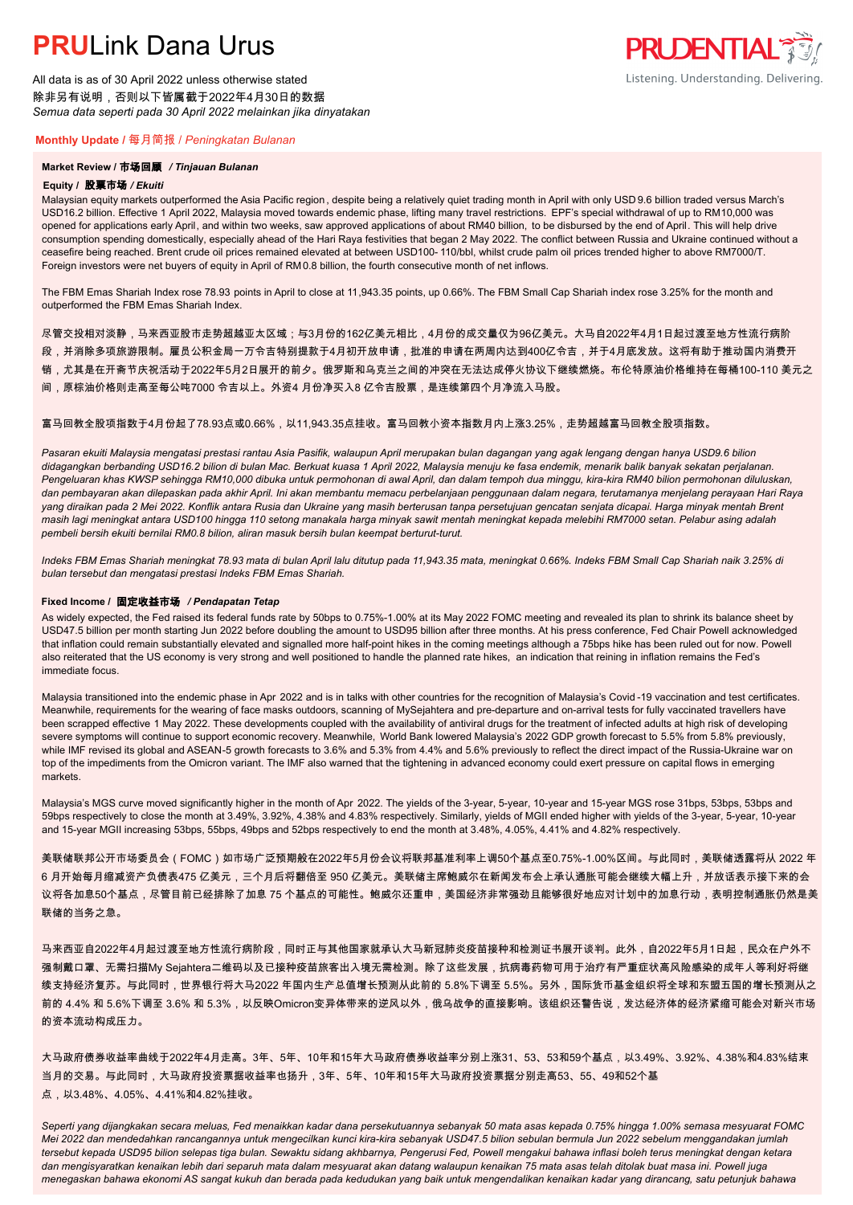# PRULink Dana Urus

All data is as of 30 April 2022 unless otherwise stated
除非另有说明，否则以下皆属截于2022年4月30日的数据
*Semua data seperti pada 30 April 2022 melainkan jika dinyatakan*

## Monthly Update / 每月简报 / *Peningkatan Bulanan*

### Market Review / 市场回顾 / *Tinjauan Bulanan*

#### Equity / 股票市场 / *Ekuiti*

Malaysian equity markets outperformed the Asia Pacific region, despite being a relatively quiet trading month in April with only USD 9.6 billion traded versus March's USD16.2 billion. Effective 1 April 2022, Malaysia moved towards endemic phase, lifting many travel restrictions. EPF's special withdrawal of up to RM10,000 was opened for applications early April, and within two weeks, saw approved applications of about RM40 billion, to be disbursed by the end of April. This will help drive consumption spending domestically, especially ahead of the Hari Raya festivities that began 2 May 2022. The conflict between Russia and Ukraine continued without a ceasefire being reached. Brent crude oil prices remained elevated at between USD100- 110/bbl, whilst crude palm oil prices trended higher to above RM7000/T. Foreign investors were net buyers of equity in April of RM 0.8 billion, the fourth consecutive month of net inflows.

The FBM Emas Shariah Index rose 78.93 points in April to close at 11,943.35 points, up 0.66%. The FBM Small Cap Shariah index rose 3.25% for the month and outperformed the FBM Emas Shariah Index.

尽管交投相对淡静，马来西亚股市走势超越亚太区域；与3月份的162亿美元相比，4月份的成交量仅为96亿美元。大马自2022年4月1日起过渡至地方性流行病阶段，并消除多项旅游限制。雇员公积金局一万令吉特别提款于4月初开放申请，批准的申请在两周内达到400亿令吉，并于4月底发放。这将有助于推动国内消费开销，尤其是在开斋节庆祝活动于2022年5月2日展开的前夕。俄罗斯和乌克兰之间的冲突在无法达成停火协议下继续燃烧。布伦特原油价格维持在每桶100-110 美元之间，原棕油价格则走高至每公吨7000 令吉以上。外资4 月份净买入8 亿令吉股票，是连续第四个月净流入马股。

富马回教全股项指数于4月份起了78.93点或0.66%，以11,943.35点挂收。富马回教小资本指数月内上涨3.25%，走势超越富马回教全股项指数。

*Pasaran ekuiti Malaysia mengatasi prestasi rantau Asia Pasifik, walaupun April merupakan bulan dagangan yang agak lengang dengan hanya USD9.6 bilion didagangkan berbanding USD16.2 bilion di bulan Mac. Berkuat kuasa 1 April 2022, Malaysia menuju ke fasa endemik, menarik balik banyak sekatan perjalanan. Pengeluaran khas KWSP sehingga RM10,000 dibuka untuk permohonan di awal April, dan dalam tempoh dua minggu, kira-kira RM40 bilion permohonan diluluskan, dan pembayaran akan dilepaskan pada akhir April. Ini akan membantu memacu perbelanjaan penggunaan dalam negara, terutamanya menjelang perayaan Hari Raya yang diraikan pada 2 Mei 2022. Konflik antara Rusia dan Ukraine yang masih berterusan tanpa persetujuan gencatan senjata dicapai. Harga minyak mentah Brent masih lagi meningkat antara USD100 hingga 110 setong manakala harga minyak sawit mentah meningkat kepada melebihi RM7000 setan. Pelabur asing adalah pembeli bersih ekuiti bernilai RM0.8 bilion, aliran masuk bersih bulan keempat berturut-turut.*

*Indeks FBM Emas Shariah meningkat 78.93 mata di bulan April lalu ditutup pada 11,943.35 mata, meningkat 0.66%. Indeks FBM Small Cap Shariah naik 3.25% di bulan tersebut dan mengatasi prestasi Indeks FBM Emas Shariah.*

#### Fixed Income / 固定收益市场 / *Pendapatan Tetap*

As widely expected, the Fed raised its federal funds rate by 50bps to 0.75%-1.00% at its May 2022 FOMC meeting and revealed its plan to shrink its balance sheet by USD47.5 billion per month starting Jun 2022 before doubling the amount to USD95 billion after three months. At his press conference, Fed Chair Powell acknowledged that inflation could remain substantially elevated and signalled more half-point hikes in the coming meetings although a 75bps hike has been ruled out for now. Powell also reiterated that the US economy is very strong and well positioned to handle the planned rate hikes, an indication that reining in inflation remains the Fed's immediate focus.

Malaysia transitioned into the endemic phase in Apr 2022 and is in talks with other countries for the recognition of Malaysia's Covid-19 vaccination and test certificates. Meanwhile, requirements for the wearing of face masks outdoors, scanning of MySejahtera and pre-departure and on-arrival tests for fully vaccinated travellers have been scrapped effective 1 May 2022. These developments coupled with the availability of antiviral drugs for the treatment of infected adults at high risk of developing severe symptoms will continue to support economic recovery. Meanwhile, World Bank lowered Malaysia's 2022 GDP growth forecast to 5.5% from 5.8% previously, while IMF revised its global and ASEAN-5 growth forecasts to 3.6% and 5.3% from 4.4% and 5.6% previously to reflect the direct impact of the Russia-Ukraine war on top of the impediments from the Omicron variant. The IMF also warned that the tightening in advanced economy could exert pressure on capital flows in emerging markets.

Malaysia's MGS curve moved significantly higher in the month of Apr 2022. The yields of the 3-year, 5-year, 10-year and 15-year MGS rose 31bps, 53bps, 53bps and 59bps respectively to close the month at 3.49%, 3.92%, 4.38% and 4.83% respectively. Similarly, yields of MGII ended higher with yields of the 3-year, 5-year, 10-year and 15-year MGII increasing 53bps, 55bps, 49bps and 52bps respectively to end the month at 3.48%, 4.05%, 4.41% and 4.82% respectively.

美联储联邦公开市场委员会（FOMC）如市场广泛预期般在2022年5月份会议将联邦基准利率上调50个基点至0.75%-1.00%区间。与此同时，美联储透露将从 2022 年 6 月开始每月缩减资产负债表475 亿美元，三个月后将翻倍至 950 亿美元。美联储主席鲍威尔在新闻发布会上承认通胀可能会继续大幅上升，并放话表示接下来的会议将各加息50个基点，尽管目前已经排除了加息 75 个基点的可能性。鲍威尔还重申，美国经济非常强劲且能够很好地应对计划中的加息行动，表明控制通胀仍然是美联储的当务之急。

马来西亚自2022年4月起过渡至地方性流行病阶段，同时正与其他国家就承认大马新冠肺炎疫苗接种和检测证书展开谈判。此外，自2022年5月1日起，民众在户外不强制戴口罩、无需扫描My Sejahtera二维码以及已接种疫苗旅客出入境无需检测。除了这些发展，抗病毒药物可用于治疗有严重症状高风险感染的成年人等利好将继续支持经济复苏。与此同时，世界银行将大马2022 年国内生产总值增长预测从此前的 5.8%下调至 5.5%。另外，国际货币基金组织将全球和东盟五国的增长预测从之前的 4.4% 和 5.6%下调至 3.6% 和 5.3%，以反映Omicron变异体带来的逆风以外，俄乌战争的直接影响。该组织还警告说，发达经济体的经济紧缩可能会对新兴市场的资本流动构成压力。

大马政府债券收益率曲线于2022年4月走高。3年、5年、10年和15年大马政府债券收益率分别上涨31、53、53和59个基点，以3.49%、3.92%、4.38%和4.83%结束当月的交易。与此同时，大马政府投资票据收益率也扬升，3年、5年、10年和15年大马政府投资票据分别走高53、55、49和52个基点，以3.48%、4.05%、4.41%和4.82%挂收。

*Seperti yang dijangkakan secara meluas, Fed menaikkan kadar dana persekutuannya sebanyak 50 mata asas kepada 0.75% hingga 1.00% semasa mesyuarat FOMC Mei 2022 dan mendedahkan rancangannya untuk mengecilkan kunci kira-kira sebanyak USD47.5 bilion sebulan bermula Jun 2022 sebelum menggandakan jumlah tersebut kepada USD95 bilion selepas tiga bulan. Sewaktu sidang akhbarnya, Pengerusi Fed, Powell mengakui bahawa inflasi boleh terus meningkat dengan ketara dan mengisyaratkan kenaikan lebih dari separuh mata dalam mesyuarat akan datang walaupun kenaikan 75 mata asas telah ditolak buat masa ini. Powell juga menegaskan bahawa ekonomi AS sangat kukuh dan berada pada kedudukan yang baik untuk mengendalikan kenaikan kadar yang dirancang, satu petunjuk bahawa*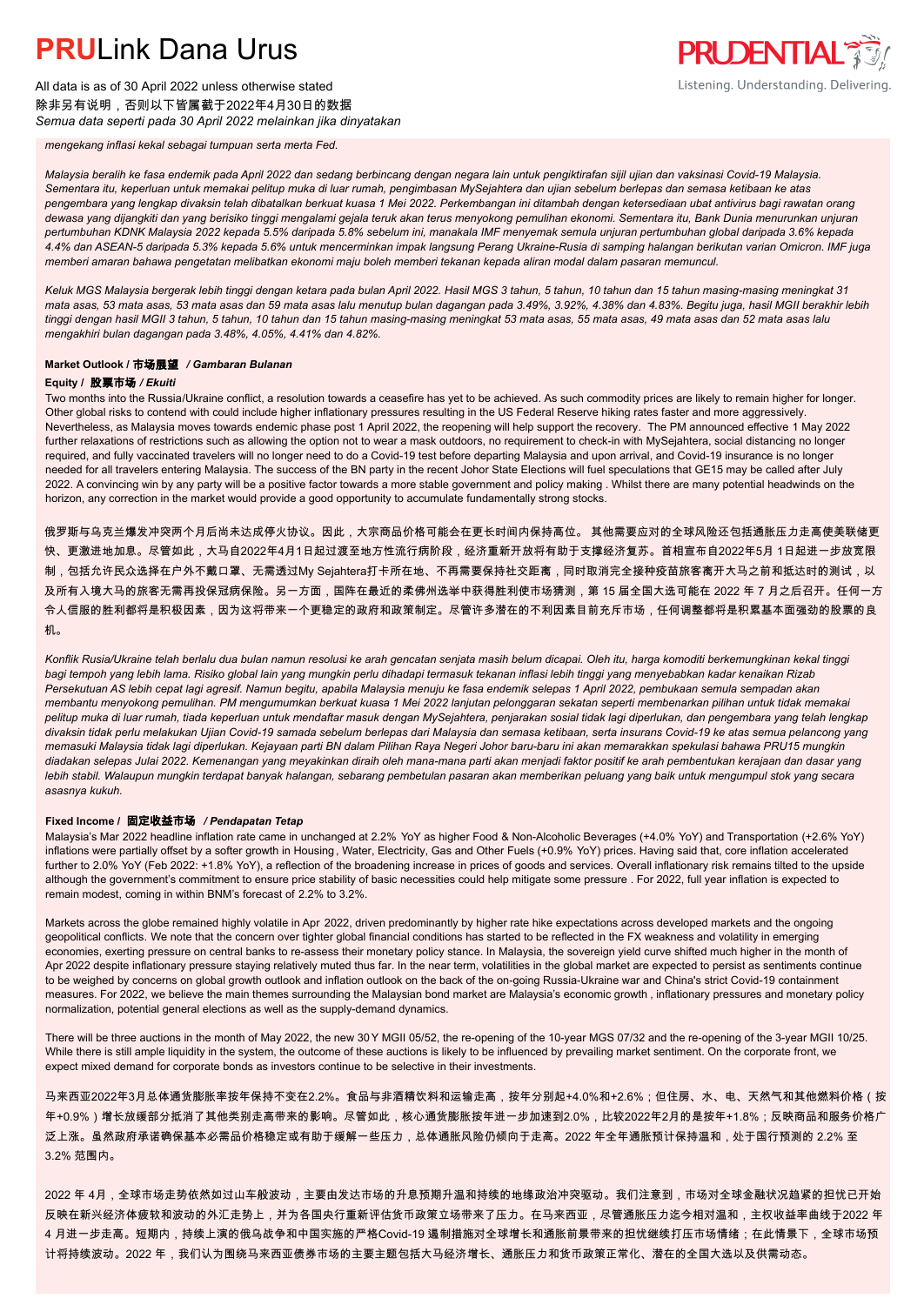*mengekang inflasi kekal sebagai tumpuan serta merta Fed.*

*Malaysia beralih ke fasa endemik pada April 2022 dan sedang berbincang dengan negara lain untuk pengiktirafan sijil ujian dan vaksinasi Covid-19 Malaysia. Sementara itu, keperluan untuk memakai pelitup muka di luar rumah, pengimbasan MySejahtera dan ujian sebelum berlepas dan semasa ketibaan ke atas pengembara yang lengkap divaksin telah dibatalkan berkuat kuasa 1 Mei 2022. Perkembangan ini ditambah dengan ketersediaan ubat antivirus bagi rawatan orang dewasa yang dijangkiti dan yang berisiko tinggi mengalami gejala teruk akan terus menyokong pemulihan ekonomi. Sementara itu, Bank Dunia menurunkan unjuran pertumbuhan KDNK Malaysia 2022 kepada 5.5% daripada 5.8% sebelum ini, manakala IMF menyemak semula unjuran pertumbuhan global daripada 3.6% kepada 4.4% dan ASEAN-5 daripada 5.3% kepada 5.6% untuk mencerminkan impak langsung Perang Ukraine-Rusia di samping halangan berikutan varian Omicron. IMF juga memberi amaran bahawa pengetatan melibatkan ekonomi maju boleh memberi tekanan kepada aliran modal dalam pasaran memuncul.*

*Keluk MGS Malaysia bergerak lebih tinggi dengan ketara pada bulan April 2022. Hasil MGS 3 tahun, 5 tahun, 10 tahun dan 15 tahun masing-masing meningkat 31 mata asas, 53 mata asas, 53 mata asas dan 59 mata asas lalu menutup bulan dagangan pada 3.49%, 3.92%, 4.38% dan 4.83%. Begitu juga, hasil MGII berakhir lebih tinggi dengan hasil MGII 3 tahun, 5 tahun, 10 tahun dan 15 tahun masing-masing meningkat 53 mata asas, 55 mata asas, 49 mata asas dan 52 mata asas lalu mengakhiri bulan dagangan pada 3.48%, 4.05%, 4.41% dan 4.82%.*

## Market Outlook / 市场展望 / *Gambaran Bulanan*

### Equity / 股票市场 / *Ekuiti*

Two months into the Russia/Ukraine conflict, a resolution towards a ceasefire has yet to be achieved. As such commodity prices are likely to remain higher for longer. Other global risks to contend with could include higher inflationary pressures resulting in the US Federal Reserve hiking rates faster and more aggressively. Nevertheless, as Malaysia moves towards endemic phase post 1 April 2022, the reopening will help support the recovery. The PM announced effective 1 May 2022 further relaxations of restrictions such as allowing the option not to wear a mask outdoors, no requirement to check-in with MySejahtera, social distancing no longer required, and fully vaccinated travelers will no longer need to do a Covid-19 test before departing Malaysia and upon arrival, and Covid-19 insurance is no longer needed for all travelers entering Malaysia. The success of the BN party in the recent Johor State Elections will fuel speculations that GE15 may be called after July 2022. A convincing win by any party will be a positive factor towards a more stable government and policy making . Whilst there are many potential headwinds on the horizon, any correction in the market would provide a good opportunity to accumulate fundamentally strong stocks.

俄罗斯与乌克兰爆发冲突两个月后尚未达成停火协议。因此，大宗商品价格可能会在更长时间内保持高位。 其他需要应对的全球风险还包括通胀压力走高使美联储更快、更激进地加息。尽管如此，大马自2022年4月1日起过渡至地方性流行病阶段，经济重新开放将有助于支撑经济复苏。首相宣布自2022年5月 1日起进一步放宽限制，包括允许民众选择在户外不戴口罩、无需透过My Sejahtera打卡所在地、不再需要保持社交距离，同时取消完全接种疫苗旅客离开大马之前和抵达时的测试，以及所有入境大马的旅客无需再投保冠病保险。另一方面，国阵在最近的柔佛州选举中获得胜利使市场猜测，第 15 届全国大选可能在 2022 年 7 月之后召开。任何一方令人信服的胜利都将是积极因素，因为这将带来一个更稳定的政府和政策制定。尽管许多潜在的不利因素目前充斥市场，任何调整都将是积累基本面强劲的股票的良机。

*Konflik Rusia/Ukraine telah berlalu dua bulan namun resolusi ke arah gencatan senjata masih belum dicapai. Oleh itu, harga komoditi berkemungkinan kekal tinggi bagi tempoh yang lebih lama. Risiko global lain yang mungkin perlu dihadapi termasuk tekanan inflasi lebih tinggi yang menyebabkan kadar kenaikan Rizab Persekutuan AS lebih cepat lagi agresif. Namun begitu, apabila Malaysia menuju ke fasa endemik selepas 1 April 2022, pembukaan semula sempadan akan membantu menyokong pemulihan. PM mengumumkan berkuat kuasa 1 Mei 2022 lanjutan pelonggaran sekatan seperti membenarkan pilihan untuk tidak memakai pelitup muka di luar rumah, tiada keperluan untuk mendaftar masuk dengan MySejahtera, penjarakan sosial tidak lagi diperlukan, dan pengembara yang telah lengkap divaksin tidak perlu melakukan Ujian Covid-19 samada sebelum berlepas dari Malaysia dan semasa ketibaan, serta insurans Covid-19 ke atas semua pelancong yang memasuki Malaysia tidak lagi diperlukan. Kejayaan parti BN dalam Pilihan Raya Negeri Johor baru-baru ini akan memarakkan spekulasi bahawa PRU15 mungkin diadakan selepas Julai 2022. Kemenangan yang meyakinkan diraih oleh mana-mana parti akan menjadi faktor positif ke arah pembentukan kerajaan dan dasar yang lebih stabil. Walaupun mungkin terdapat banyak halangan, sebarang pembetulan pasaran akan memberikan peluang yang baik untuk mengumpul stok yang secara asasnya kukuh.*

### Fixed Income / 固定收益市场 / *Pendapatan Tetap*

Malaysia's Mar 2022 headline inflation rate came in unchanged at 2.2% YoY as higher Food & Non-Alcoholic Beverages (+4.0% YoY) and Transportation (+2.6% YoY) inflations were partially offset by a softer growth in Housing , Water, Electricity, Gas and Other Fuels (+0.9% YoY) prices. Having said that, core inflation accelerated further to 2.0% YoY (Feb 2022: +1.8% YoY), a reflection of the broadening increase in prices of goods and services. Overall inflationary risk remains tilted to the upside although the government's commitment to ensure price stability of basic necessities could help mitigate some pressure . For 2022, full year inflation is expected to remain modest, coming in within BNM's forecast of 2.2% to 3.2%.

Markets across the globe remained highly volatile in Apr 2022, driven predominantly by higher rate hike expectations across developed markets and the ongoing geopolitical conflicts. We note that the concern over tighter global financial conditions has started to be reflected in the FX weakness and volatility in emerging economies, exerting pressure on central banks to re-assess their monetary policy stance. In Malaysia, the sovereign yield curve shifted much higher in the month of Apr 2022 despite inflationary pressure staying relatively muted thus far. In the near term, volatilities in the global market are expected to persist as sentiments continue to be weighed by concerns on global growth outlook and inflation outlook on the back of the on-going Russia-Ukraine war and China's strict Covid-19 containment measures. For 2022, we believe the main themes surrounding the Malaysian bond market are Malaysia's economic growth , inflationary pressures and monetary policy normalization, potential general elections as well as the supply-demand dynamics.

There will be three auctions in the month of May 2022, the new 30Y MGII 05/52, the re-opening of the 10-year MGS 07/32 and the re-opening of the 3-year MGII 10/25. While there is still ample liquidity in the system, the outcome of these auctions is likely to be influenced by prevailing market sentiment. On the corporate front, we expect mixed demand for corporate bonds as investors continue to be selective in their investments.

马来西亚2022年3月总体通货膨胀率按年保持不变在2.2%。食品与非酒精饮料和运输走高，按年分别起+4.0%和+2.6%；但住房、水、电、天然气和其他燃料价格（按年+0.9%）增长放缓部分抵消了其他类别走高带来的影响。尽管如此，核心通货膨胀按年进一步加速到2.0%，比较2022年2月的是按年+1.8%；反映商品和服务价格广泛上涨。虽然政府承诺确保基本必需品价格稳定或有助于缓解一些压力，总体通胀风险仍倾向于走高。2022 年全年通胀预计保持温和，处于国行预测的 2.2% 至 3.2% 范围内。

2022 年 4月，全球市场走势依然如过山车般波动，主要由发达市场的升息预期升温和持续的地缘政治冲突驱动。我们注意到，市场对全球金融状况趋紧的担忧已开始反映在新兴经济体疲软和波动的外汇走势上，并为各国央行重新评估货币政策立场带来了压力。在马来西亚，尽管通胀压力迄今相对温和，主权收益率曲线于2022 年 4 月进一步走高。短期内，持续上演的俄乌战争和中国实施的严格Covid-19 遏制措施对全球增长和通胀前景带来的担忧继续打压市场情绪；在此情景下，全球市场预计将持续波动。2022 年，我们认为围绕马来西亚债券市场的主要主题包括大马经济增长、通胀压力和货币政策正常化、潜在的全国大选以及供需动态。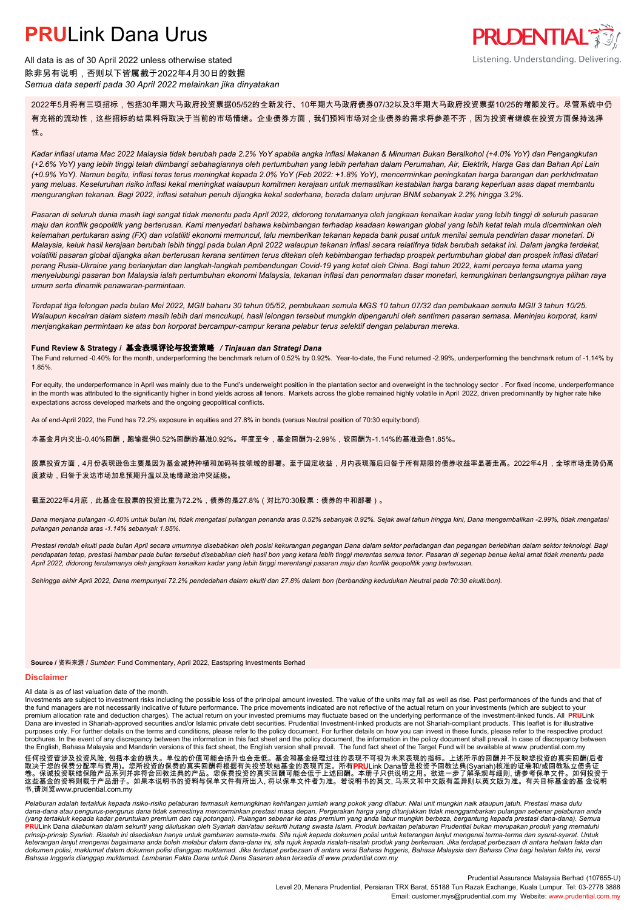# PRULink Dana Urus

All data is as of 30 April 2022 unless otherwise stated
除非另有说明，否则以下皆属截于2022年4月30日的数据
*Semua data seperti pada 30 April 2022 melainkan jika dinyatakan*

Listening. Understanding. Delivering.

2022年5月将有三项招标，包括30年期大马政府投资票据05/52的全新发行、10年期大马政府债券07/32以及3年期大马政府投资票据10/25的增额发行。尽管系统中仍有充裕的流动性，这些招标的结果料将取决于当前的市场情绪。企业债券方面，我们预料市场对企业债券的需求将参差不齐，因为投资者继续在投资方面保持选择性。

*Kadar inflasi utama Mac 2022 Malaysia tidak berubah pada 2.2% YoY apabila angka inflasi Makanan & Minuman Bukan Beralkohol (+4.0% YoY) dan Pengangkutan (+2.6% YoY) yang lebih tinggi telah diimbangi sebahagiannya oleh pertumbuhan yang lebih perlahan dalam Perumahan, Air, Elektrik, Harga Gas dan Bahan Api Lain (+0.9% YoY). Namun begitu, inflasi teras terus meningkat kepada 2.0% YoY (Feb 2022: +1.8% YoY), mencerminkan peningkatan harga barangan dan perkhidmatan yang meluas. Keseluruhan risiko inflasi kekal meningkat walaupun komitmen kerajaan untuk memastikan kestabilan harga barang keperluan asas dapat membantu mengurangkan tekanan. Bagi 2022, inflasi setahun penuh dijangka kekal sederhana, berada dalam unjuran BNM sebanyak 2.2% hingga 3.2%.*

*Pasaran di seluruh dunia masih lagi sangat tidak menentu pada April 2022, didorong terutamanya oleh jangkaan kenaikan kadar yang lebih tinggi di seluruh pasaran maju dan konflik geopolitik yang berterusan. Kami menyedari bahawa kebimbangan terhadap keadaan kewangan global yang lebih ketat telah mula dicerminkan oleh kelemahan pertukaran asing (FX) dan volatiliti ekonomi memuncul, lalu memberikan tekanan kepada bank pusat untuk menilai semula pendirian dasar monetari. Di Malaysia, keluk hasil kerajaan berubah lebih tinggi pada bulan April 2022 walaupun tekanan inflasi secara relatifnya tidak berubah setakat ini. Dalam jangka terdekat, volatiliti pasaran global dijangka akan berterusan kerana sentimen terus ditekan oleh kebimbangan terhadap prospek pertumbuhan global dan prospek inflasi dilatari perang Rusia-Ukraine yang berlanjutan dan langkah-langkah pembendungan Covid-19 yang ketat oleh China. Bagi tahun 2022, kami percaya tema utama yang menyelubungi pasaran bon Malaysia ialah pertumbuhan ekonomi Malaysia, tekanan inflasi dan penormalan dasar monetari, kemungkinan berlangsungnya pilihan raya umum serta dinamik penawaran-permintaan.*

*Terdapat tiga lelongan pada bulan Mei 2022, MGII baharu 30 tahun 05/52, pembukaan semula MGS 10 tahun 07/32 dan pembukaan semula MGII 3 tahun 10/25. Walaupun kecairan dalam sistem masih lebih dari mencukupi, hasil lelongan tersebut mungkin dipengaruhi oleh sentimen pasaran semasa. Meninjau korporat, kami menjangkakan permintaan ke atas bon korporat bercampur-campur kerana pelabur terus selektif dengan pelaburan mereka.*

**Fund Review & Strategy / 基金表现评论与投资策略 / *Tinjauan dan Strategi Dana***

The Fund returned -0.40% for the month, underperforming the benchmark return of 0.52% by 0.92%. Year-to-date, the Fund returned -2.99%, underperforming the benchmark return of -1.14% by 1.85%.

For equity, the underperformance in April was mainly due to the Fund's underweight position in the plantation sector and overweight in the technology sector . For fixed income, underperformance in the month was attributed to the significantly higher in bond yields across all tenors. Markets across the globe remained highly volatile in April 2022, driven predominantly by higher rate hike expectations across developed markets and the ongoing geopolitical conflicts.

As of end-April 2022, the Fund has 72.2% exposure in equities and 27.8% in bonds (versus Neutral position of 70:30 equity:bond).

本基金月内交出-0.40%回酬，跑输提供0.52%回酬的基准0.92%。年度至今，基金回酬为-2.99%，较回酬为-1.14%的基准逊色1.85%。

股票投资方面，4月份表现逊色主要是因为基金减持种植和加码科技领域的部署。至于固定收益，月内表现落后归咎于所有期限的债券收益率显著走高。2022年4月，全球市场走势仍高度波动，归咎于发达市场加息预期升温以及地缘政治冲突延烧。

截至2022年4月底，此基金在股票的投资比重为72.2%，债券的是27.8%（对比70:30股票：债券的中和部署）。

*Dana menjana pulangan -0.40% untuk bulan ini, tidak mengatasi pulangan penanda aras 0.52% sebanyak 0.92%. Sejak awal tahun hingga kini, Dana mengembalikan -2.99%, tidak mengatasi pulangan penanda aras -1.14% sebanyak 1.85%.*

*Prestasi rendah ekuiti pada bulan April secara umumnya disebabkan oleh posisi kekurangan pegangan Dana dalam sektor perladangan dan pegangan berlebihan dalam sektor teknologi. Bagi pendapatan tetap, prestasi hambar pada bulan tersebut disebabkan oleh hasil bon yang ketara lebih tinggi merentas semua tenor. Pasaran di segenap benua kekal amat tidak menentu pada April 2022, didorong terutamanya oleh jangkaan kenaikan kadar yang lebih tinggi merentangi pasaran maju dan konflik geopolitik yang berterusan.*

*Sehingga akhir April 2022, Dana mempunyai 72.2% pendedahan dalam ekuiti dan 27.8% dalam bon (berbanding kedudukan Neutral pada 70:30 ekuiti:bon).*

**Source** / 资料来源 / *Sumber*: Fund Commentary, April 2022, Eastspring Investments Berhad

## Disclaimer

All data is as of last valuation date of the month.
Investments are subject to investment risks including the possible loss of the principal amount invested. The value of the units may fall as well as rise. Past performances of the funds and that of the fund managers are not necessarily indicative of future performance. The price movements indicated are not reflective of the actual return on your investments (which are subject to your premium allocation rate and deduction charges). The actual return on your invested premiums may fluctuate based on the underlying performance of the investment-linked funds. All PRULink Dana are invested in Shariah-approved securities and/or Islamic private debt securities. Prudential Investment-linked products are not Shariah-compliant products. This leaflet is for illustrative purposes only. For further details on the terms and conditions, please refer to the policy document. For further details on how you can invest in these funds, please refer to the respective product brochures. In the event of any discrepancy between the information in this fact sheet and the policy document, the information in the policy document shall prevail. In case of discrepancy between the English, Bahasa Malaysia and Mandarin versions of this fact sheet, the English version shall prevail. The fund fact sheet of the Target Fund will be available at www.prudential.com.my

任何投资皆涉及投资风险, 包括本金的损失。单位的价值可能会扬升也会走低。基金和基金经理过往的表现不可视为未来表现的指标。上述所示的回酬并不反映您投资的真实回酬(后者取决于您的保费分配率与费用)。您所投资的保费的真实回酬将根据有关投资联结基金的表现而定。所有PRULink Dana皆是投资予回教法典(Syariah)核准的证卷和/或回教私立债务证卷。保诚投资联结保险产品系列并非符合回教法典的产品。您保费投资的真实回酬可能会低于上述回酬。本册子只供说明之用。欲进一步了解条规与细则, 请参考保单文件。如何投资于这些基金的资料则载于产品册子。如果本说明书的资料与保单文件有所出入, 将以保单文件者为准。若说明书的英文, 马来文和中文版有差异则以英文版为准。有关目标基金的基 金说明书,请浏览www.prudential.com.my

*Pelaburan adalah tertakluk kepada risiko-risiko pelaburan termasuk kemungkinan kehilangan jumlah wang pokok yang dilabur. Nilai unit mungkin naik ataupun jatuh. Prestasi masa dulu dana-dana atau pengurus-pengurus dana tidak semestinya mencerminkan prestasi masa depan. Pergerakan harga yang ditunjukkan tidak menggambarkan pulangan sebenar pelaburan anda (yang tertakluk kepada kadar peruntukan premium dan caj potongan). Pulangan sebenar ke atas premium yang anda labur mungkin berbeza, bergantung kepada prestasi dana-dana). Semua PRULink Dana dilaburkan dalam sekuriti yang diluluskan oleh Syariah dan/atau sekuriti hutang swasta Islam. Produk berkaitan pelaburan Prudential bukan merupakan produk yang mematuhi prinsip-prinsip Syariah. Risalah ini disediakan hanya untuk gambaran semata-mata. Sila rujuk kepada dokumen polisi untuk keterangan lanjut mengenai terma-terma dan syarat-syarat. Untuk keterangan lanjut mengenai bagaimana anda boleh melabur dalam dana-dana ini, sila rujuk kepada risalah-risalah produk yang berkenaan. Jika terdapat perbezaan di antara helaian fakta dan dokumen polisi, maklumat dalam dokumen polisi dianggap muktamad. Jika terdapat perbezaan di antara versi Bahasa Inggeris, Bahasa Malaysia dan Bahasa Cina bagi helaian fakta ini, versi Bahasa Inggeris dianggap muktamad. Lembaran Fakta Dana untuk Dana Sasaran akan tersedia di www.prudential.com.my*

Prudential Assurance Malaysia Berhad (107655-U)
Level 20, Menara Prudential, Persiaran TRX Barat, 55188 Tun Razak Exchange, Kuala Lumpur. Tel: 03-2778 3888
Email: customer.mys@prudential.com.my Website: www.prudential.com.my